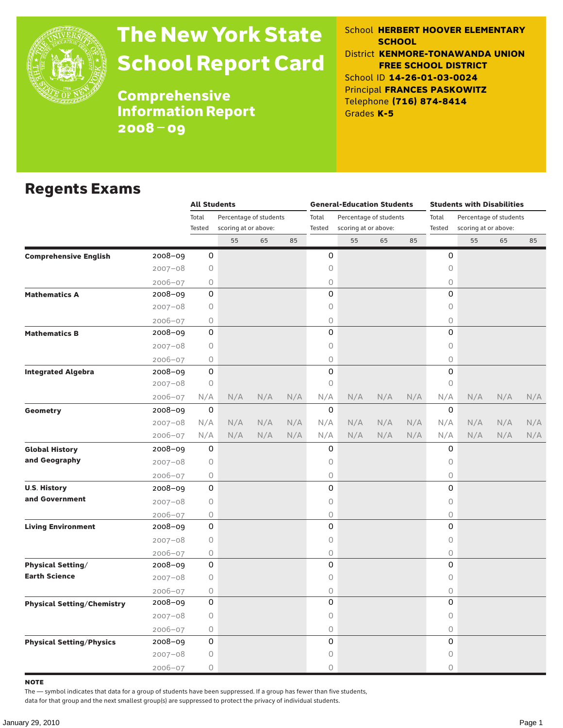# The New York State School Report Card

## Comprehensive Information Report 2008 – 09

School **HERBERT HOOVER ELEMENTARY SCHOOL**
District **KENMORE-TONAWANDA UNION FREE SCHOOL DISTRICT**
School ID **14-26-01-03-0024**
Principal **FRANCES PASKOWITZ**
Telephone **(716) 874-8414**
Grades **K-5**

## Regents Exams

| | | All Students | | | | General-Education Students | | | | Students with Disabilities | | | |
|---|---|---|---|---|---|---|---|---|---|---|---|---|---|
| | | Total Tested | Percentage of students scoring at or above: | | | Total Tested | Percentage of students scoring at or above: | | | Total Tested | Percentage of students scoring at or above: | | |
| | | | 55 | 65 | 85 | | 55 | 65 | 85 | | 55 | 65 | 85 |
| **Comprehensive English** | 2008–09 | 0 | | | | 0 | | | | 0 | | | |
| | 2007–08 | 0 | | | | 0 | | | | 0 | | | |
| | 2006–07 | 0 | | | | 0 | | | | 0 | | | |
| **Mathematics A** | 2008–09 | 0 | | | | 0 | | | | 0 | | | |
| | 2007–08 | 0 | | | | 0 | | | | 0 | | | |
| | 2006–07 | 0 | | | | 0 | | | | 0 | | | |
| **Mathematics B** | 2008–09 | 0 | | | | 0 | | | | 0 | | | |
| | 2007–08 | 0 | | | | 0 | | | | 0 | | | |
| | 2006–07 | 0 | | | | 0 | | | | 0 | | | |
| **Integrated Algebra** | 2008–09 | 0 | | | | 0 | | | | 0 | | | |
| | 2007–08 | 0 | | | | 0 | | | | 0 | | | |
| | 2006–07 | N/A | N/A | N/A | N/A | N/A | N/A | N/A | N/A | N/A | N/A | N/A | N/A |
| **Geometry** | 2008–09 | 0 | | | | 0 | | | | 0 | | | |
| | 2007–08 | N/A | N/A | N/A | N/A | N/A | N/A | N/A | N/A | N/A | N/A | N/A | N/A |
| | 2006–07 | N/A | N/A | N/A | N/A | N/A | N/A | N/A | N/A | N/A | N/A | N/A | N/A |
| **Global History and Geography** | 2008–09 | 0 | | | | 0 | | | | 0 | | | |
| | 2007–08 | 0 | | | | 0 | | | | 0 | | | |
| | 2006–07 | 0 | | | | 0 | | | | 0 | | | |
| **U.S. History and Government** | 2008–09 | 0 | | | | 0 | | | | 0 | | | |
| | 2007–08 | 0 | | | | 0 | | | | 0 | | | |
| | 2006–07 | 0 | | | | 0 | | | | 0 | | | |
| **Living Environment** | 2008–09 | 0 | | | | 0 | | | | 0 | | | |
| | 2007–08 | 0 | | | | 0 | | | | 0 | | | |
| | 2006–07 | 0 | | | | 0 | | | | 0 | | | |
| **Physical Setting/ Earth Science** | 2008–09 | 0 | | | | 0 | | | | 0 | | | |
| | 2007–08 | 0 | | | | 0 | | | | 0 | | | |
| | 2006–07 | 0 | | | | 0 | | | | 0 | | | |
| **Physical Setting/Chemistry** | 2008–09 | 0 | | | | 0 | | | | 0 | | | |
| | 2007–08 | 0 | | | | 0 | | | | 0 | | | |
| | 2006–07 | 0 | | | | 0 | | | | 0 | | | |
| **Physical Setting/Physics** | 2008–09 | 0 | | | | 0 | | | | 0 | | | |
| | 2007–08 | 0 | | | | 0 | | | | 0 | | | |
| | 2006–07 | 0 | | | | 0 | | | | 0 | | | |

**NOTE**

The — symbol indicates that data for a group of students have been suppressed. If a group has fewer than five students, data for that group and the next smallest group(s) are suppressed to protect the privacy of individual students.

January 29, 2010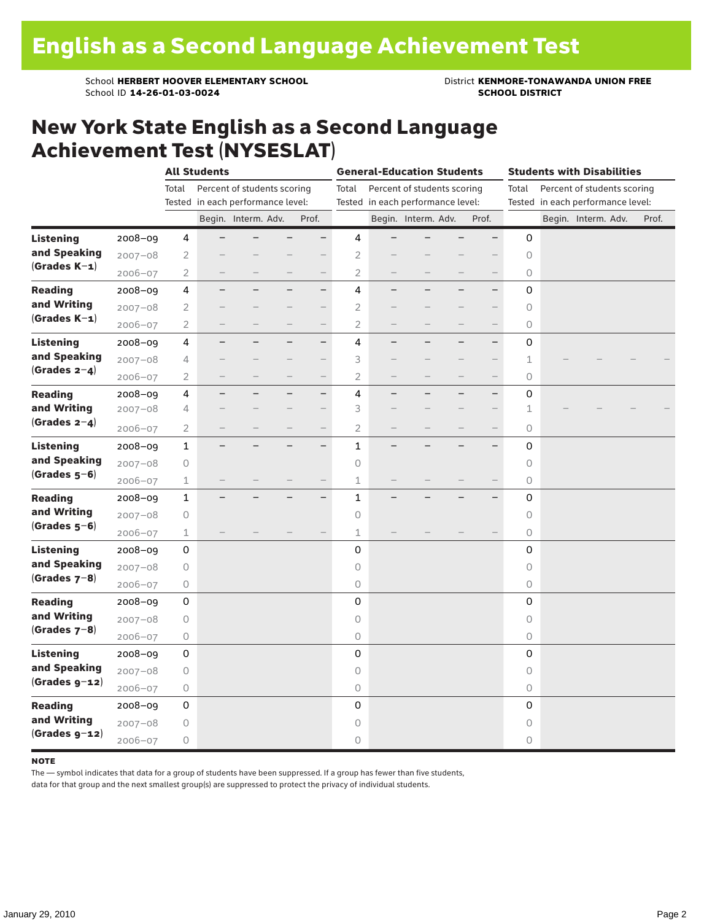# English as a Second Language Achievement Test

School **HERBERT HOOVER ELEMENTARY SCHOOL**
School ID **14-26-01-03-0024**

District **KENMORE-TONAWANDA UNION FREE SCHOOL DISTRICT**

## New York State English as a Second Language Achievement Test (NYSESLAT)

| | | All Students | | | | | General-Education Students | | | | | Students with Disabilities | | | | |
|---|---|---|---|---|---|---|---|---|---|---|---|---|---|---|---|---|
| | | Total Tested | Percent of students scoring in each performance level: | | | | Total Tested | Percent of students scoring in each performance level: | | | | Total Tested | Percent of students scoring in each performance level: | | | |
| | | | Begin. | Interm. | Adv. | Prof. | | Begin. | Interm. | Adv. | Prof. | | Begin. | Interm. | Adv. | Prof. |
| **Listening and Speaking (Grades K–1)** | 2008–09 | 4 | – | – | – | – | 4 | – | – | – | – | 0 | | | | |
| | 2007–08 | 2 | – | – | – | – | 2 | – | – | – | – | 0 | | | | |
| | 2006–07 | 2 | – | – | – | – | 2 | – | – | – | – | 0 | | | | |
| **Reading and Writing (Grades K–1)** | 2008–09 | 4 | – | – | – | – | 4 | – | – | – | – | 0 | | | | |
| | 2007–08 | 2 | – | – | – | – | 2 | – | – | – | – | 0 | | | | |
| | 2006–07 | 2 | – | – | – | – | 2 | – | – | – | – | 0 | | | | |
| **Listening and Speaking (Grades 2–4)** | 2008–09 | 4 | – | – | – | – | 4 | – | – | – | – | 0 | | | | |
| | 2007–08 | 4 | – | – | – | – | 3 | – | – | – | – | 1 | – | – | – | – |
| | 2006–07 | 2 | – | – | – | – | 2 | – | – | – | – | 0 | | | | |
| **Reading and Writing (Grades 2–4)** | 2008–09 | 4 | – | – | – | – | 4 | – | – | – | – | 0 | | | | |
| | 2007–08 | 4 | – | – | – | – | 3 | – | – | – | – | 1 | – | – | – | – |
| | 2006–07 | 2 | – | – | – | – | 2 | – | – | – | – | 0 | | | | |
| **Listening and Speaking (Grades 5–6)** | 2008–09 | 1 | – | – | – | – | 1 | – | – | – | – | 0 | | | | |
| | 2007–08 | 0 | | | | | 0 | | | | | 0 | | | | |
| | 2006–07 | 1 | – | – | – | – | 1 | – | – | – | – | 0 | | | | |
| **Reading and Writing (Grades 5–6)** | 2008–09 | 1 | – | – | – | – | 1 | – | – | – | – | 0 | | | | |
| | 2007–08 | 0 | | | | | 0 | | | | | 0 | | | | |
| | 2006–07 | 1 | – | – | – | – | 1 | – | – | – | – | 0 | | | | |
| **Listening and Speaking (Grades 7–8)** | 2008–09 | 0 | | | | | 0 | | | | | 0 | | | | |
| | 2007–08 | 0 | | | | | 0 | | | | | 0 | | | | |
| | 2006–07 | 0 | | | | | 0 | | | | | 0 | | | | |
| **Reading and Writing (Grades 7–8)** | 2008–09 | 0 | | | | | 0 | | | | | 0 | | | | |
| | 2007–08 | 0 | | | | | 0 | | | | | 0 | | | | |
| | 2006–07 | 0 | | | | | 0 | | | | | 0 | | | | |
| **Listening and Speaking (Grades 9–12)** | 2008–09 | 0 | | | | | 0 | | | | | 0 | | | | |
| | 2007–08 | 0 | | | | | 0 | | | | | 0 | | | | |
| | 2006–07 | 0 | | | | | 0 | | | | | 0 | | | | |
| **Reading and Writing (Grades 9–12)** | 2008–09 | 0 | | | | | 0 | | | | | 0 | | | | |
| | 2007–08 | 0 | | | | | 0 | | | | | 0 | | | | |
| | 2006–07 | 0 | | | | | 0 | | | | | 0 | | | | |

**NOTE**

The — symbol indicates that data for a group of students have been suppressed. If a group has fewer than five students, data for that group and the next smallest group(s) are suppressed to protect the privacy of individual students.

January 29, 2010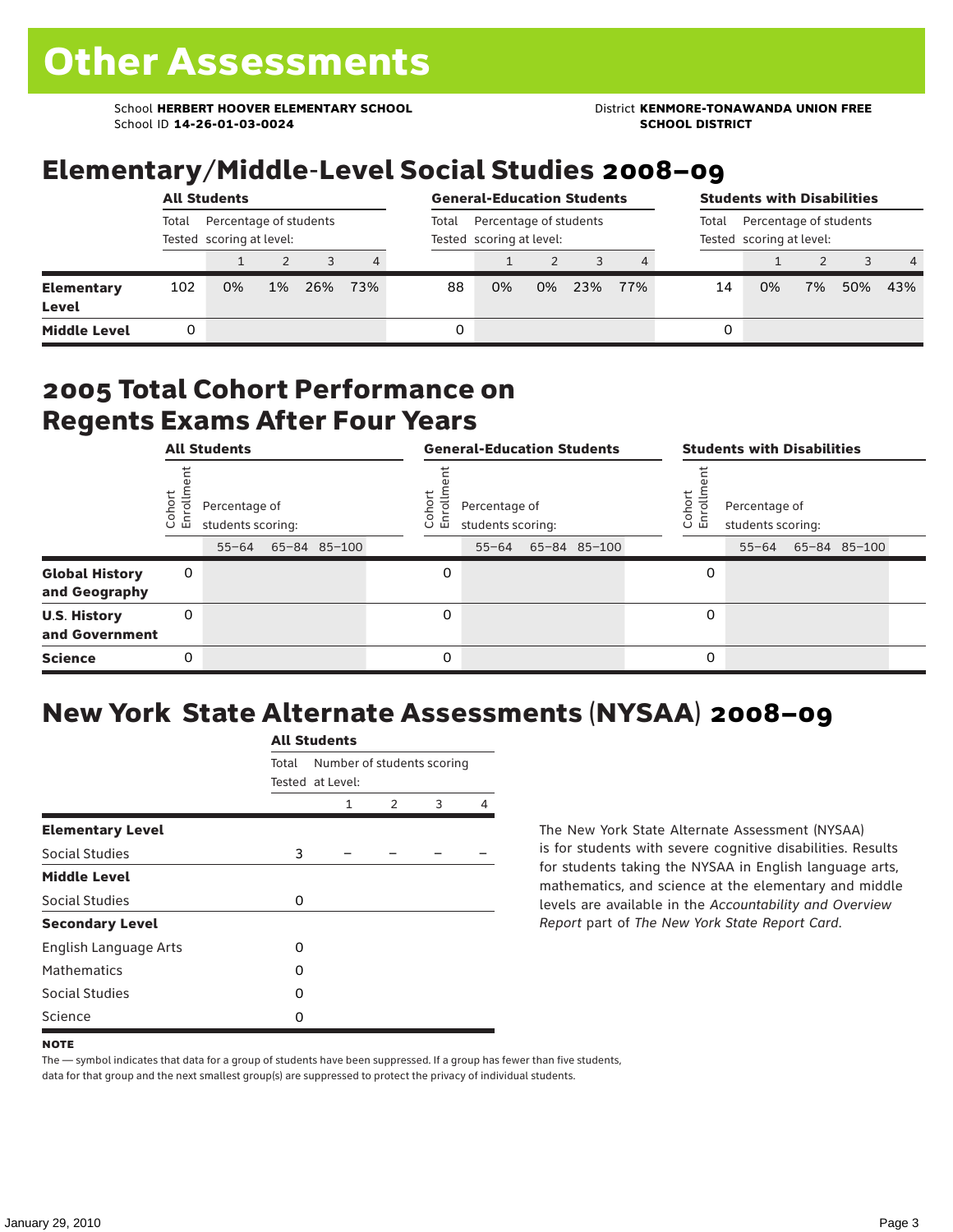# Other Assessments

School **HERBERT HOOVER ELEMENTARY SCHOOL**
School ID **14-26-01-03-0024**

District **KENMORE-TONAWANDA UNION FREE SCHOOL DISTRICT**

## Elementary/Middle-Level Social Studies 2008–09

| | All Students | | | | | General-Education Students | | | | | Students with Disabilities | | | | |
|---|---|---|---|---|---|---|---|---|---|---|---|---|---|---|---|
| | Total Tested | Percentage of students scoring at level: | | | | Total Tested | Percentage of students scoring at level: | | | | Total Tested | Percentage of students scoring at level: | | | |
| | | 1 | 2 | 3 | 4 | | 1 | 2 | 3 | 4 | | 1 | 2 | 3 | 4 |
| **Elementary Level** | 102 | 0% | 1% | 26% | 73% | 88 | 0% | 0% | 23% | 77% | 14 | 0% | 7% | 50% | 43% |
| **Middle Level** | 0 | | | | | 0 | | | | | 0 | | | | |

## 2005 Total Cohort Performance on Regents Exams After Four Years

| | All Students | | | | General-Education Students | | | | Students with Disabilities | | | |
|---|---|---|---|---|---|---|---|---|---|---|---|---|
| | Cohort Enrollment | Percentage of students scoring: | | | Cohort Enrollment | Percentage of students scoring: | | | Cohort Enrollment | Percentage of students scoring: | | |
| | | 55–64 | 65–84 | 85–100 | | 55–64 | 65–84 | 85–100 | | 55–64 | 65–84 | 85–100 |
| **Global History and Geography** | 0 | | | | 0 | | | | 0 | | | |
| **U.S. History and Government** | 0 | | | | 0 | | | | 0 | | | |
| **Science** | 0 | | | | 0 | | | | 0 | | | |

## New York State Alternate Assessments (NYSAA) 2008–09

| | All Students | | | | |
|---|---|---|---|---|---|
| | Total Tested | Number of students scoring at Level: | | | |
| | | 1 | 2 | 3 | 4 |
| **Elementary Level** | | | | | |
| Social Studies | 3 | – | – | – | – |
| **Middle Level** | | | | | |
| Social Studies | 0 | | | | |
| **Secondary Level** | | | | | |
| English Language Arts | 0 | | | | |
| Mathematics | 0 | | | | |
| Social Studies | 0 | | | | |
| Science | 0 | | | | |

The New York State Alternate Assessment (NYSAA) is for students with severe cognitive disabilities. Results for students taking the NYSAA in English language arts, mathematics, and science at the elementary and middle levels are available in the *Accountability and Overview Report* part of *The New York State Report Card*.

**NOTE**

The — symbol indicates that data for a group of students have been suppressed. If a group has fewer than five students, data for that group and the next smallest group(s) are suppressed to protect the privacy of individual students.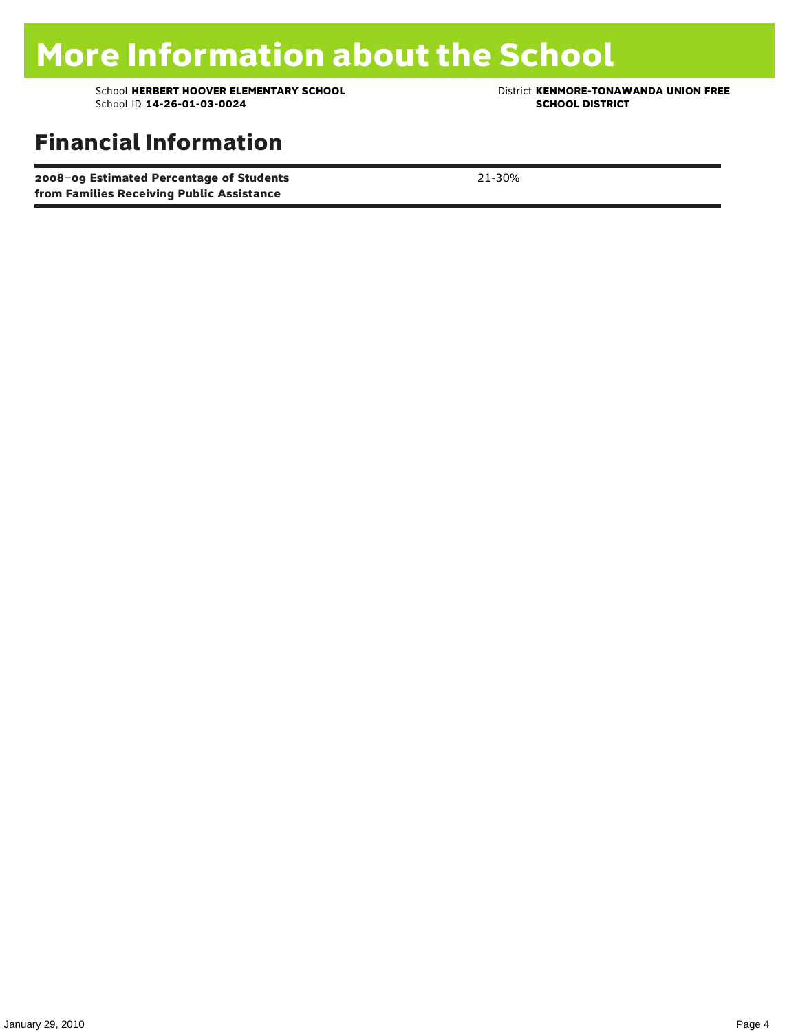# More Information about the School

School **HERBERT HOOVER ELEMENTARY SCHOOL**
School ID **14-26-01-03-0024**

District **KENMORE-TONAWANDA UNION FREE SCHOOL DISTRICT**

## Financial Information

| | |
|---|---|
| **2008–09 Estimated Percentage of Students from Families Receiving Public Assistance** | 21-30% |